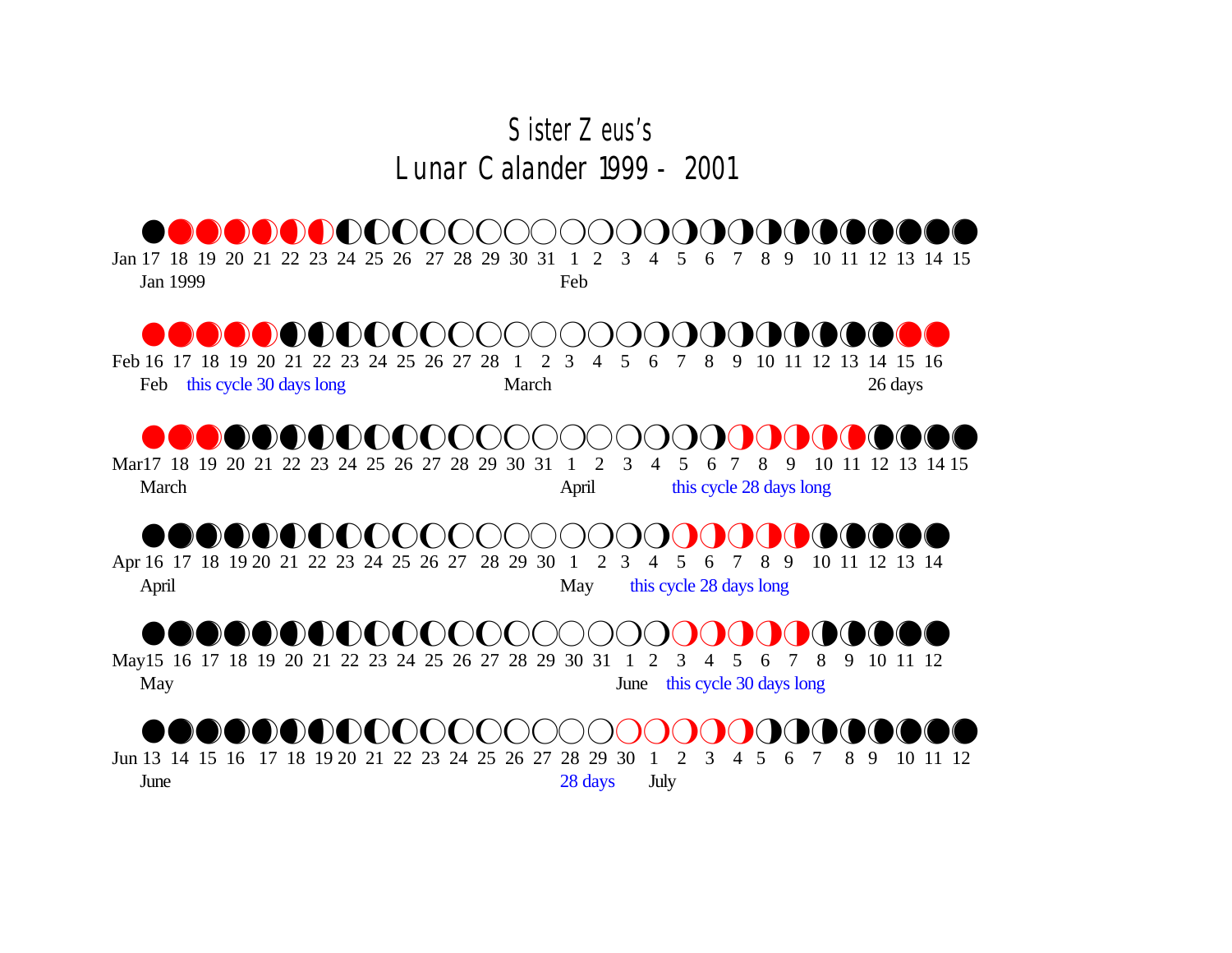# Sister Zeus's
# Lunar Calander 1999 - 2001

Jan 17 18 19 20 21 22 23 24 25 26 27 28 29 30 31 1 2 3 4 5 6 7 8 9 10 11 12 13 14 15

Jan 1999 Feb

Feb 16 17 18 19 20 21 22 23 24 25 26 27 28 1 2 3 4 5 6 7 8 9 10 11 12 13 14 15 16

Feb this cycle 30 days long March 26 days

Mar17 18 19 20 21 22 23 24 25 26 27 28 29 30 31 1 2 3 4 5 6 7 8 9 10 11 12 13 14 15

March April this cycle 28 days long

Apr 16 17 18 19 20 21 22 23 24 25 26 27 28 29 30 1 2 3 4 5 6 7 8 9 10 11 12 13 14

April May this cycle 28 days long

May15 16 17 18 19 20 21 22 23 24 25 26 27 28 29 30 31 1 2 3 4 5 6 7 8 9 10 11 12

May June this cycle 30 days long

Jun 13 14 15 16 17 18 19 20 21 22 23 24 25 26 27 28 29 30 1 2 3 4 5 6 7 8 9 10 11 12

June 28 days July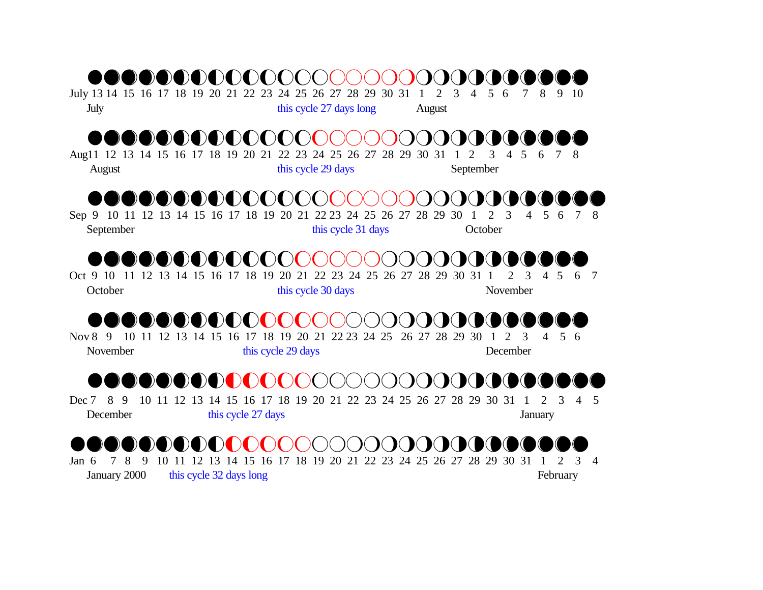July 13 14 15 16 17 18 19 20 21 22 23 24 25 26 27 28 29 30 31 1 2 3 4 5 6 7 8 9 10

July — this cycle 27 days long — August

Aug 11 12 13 14 15 16 17 18 19 20 21 22 23 24 25 26 27 28 29 30 31 1 2 3 4 5 6 7 8

August — this cycle 29 days — September

Sep 9 10 11 12 13 14 15 16 17 18 19 20 21 22 23 24 25 26 27 28 29 30 1 2 3 4 5 6 7 8

September — this cycle 31 days — October

Oct 9 10 11 12 13 14 15 16 17 18 19 20 21 22 23 24 25 26 27 28 29 30 31 1 2 3 4 5 6 7

October — this cycle 30 days — November

Nov 8 9 10 11 12 13 14 15 16 17 18 19 20 21 22 23 24 25 26 27 28 29 30 1 2 3 4 5 6

November — this cycle 29 days — December

Dec 7 8 9 10 11 12 13 14 15 16 17 18 19 20 21 22 23 24 25 26 27 28 29 30 31 1 2 3 4 5

December — this cycle 27 days — January

Jan 6 7 8 9 10 11 12 13 14 15 16 17 18 19 20 21 22 23 24 25 26 27 28 29 30 31 1 2 3 4

January 2000 — this cycle 32 days long — February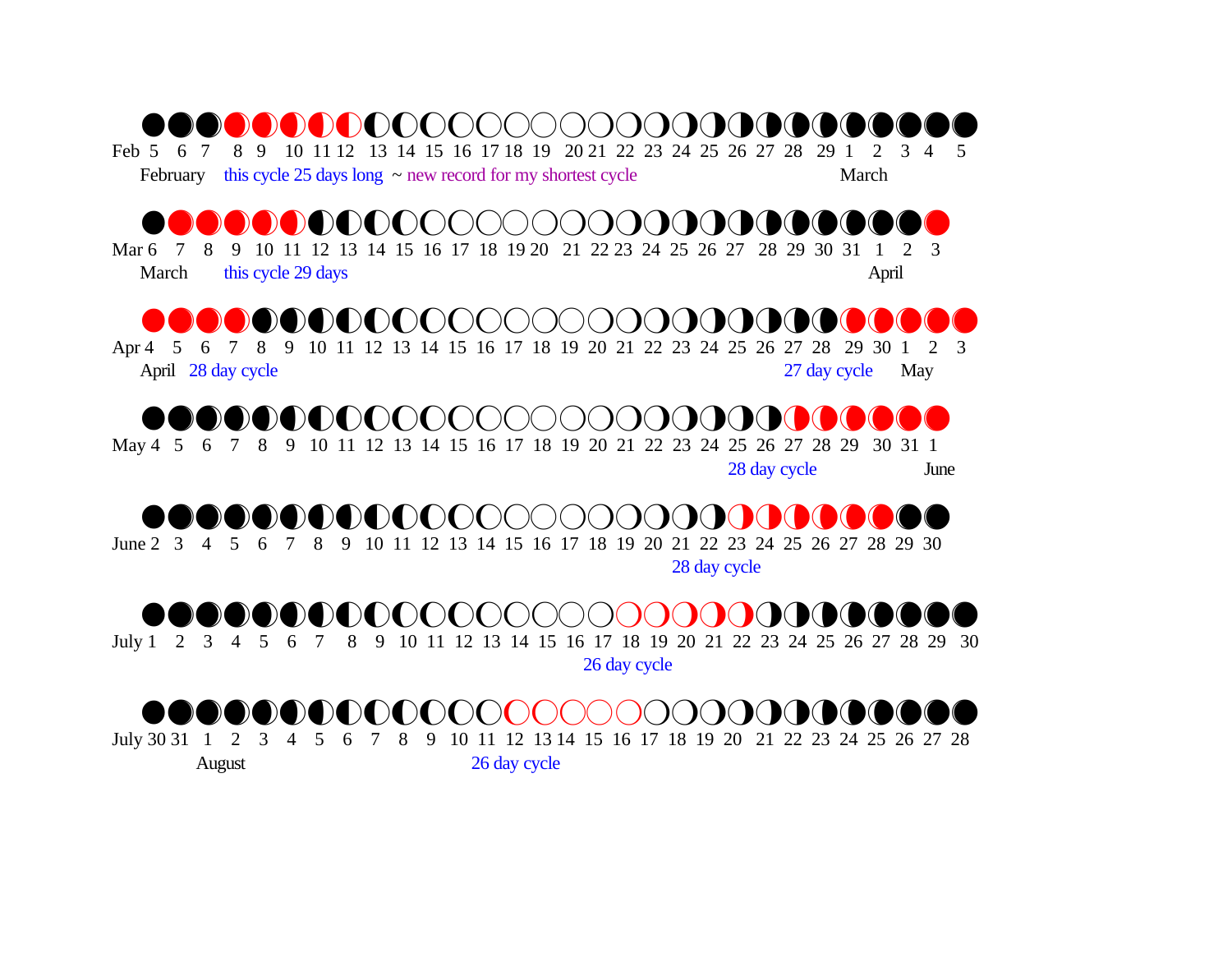Feb 5 6 7 8 9 10 11 12 13 14 15 16 17 18 19 20 21 22 23 24 25 26 27 28 29 1 2 3 4 5

February this cycle 25 days long ~ new record for my shortest cycle March

Mar 6 7 8 9 10 11 12 13 14 15 16 17 18 19 20 21 22 23 24 25 26 27 28 29 30 31 1 2 3

March this cycle 29 days April

Apr 4 5 6 7 8 9 10 11 12 13 14 15 16 17 18 19 20 21 22 23 24 25 26 27 28 29 30 1 2 3

April 28 day cycle 27 day cycle May

May 4 5 6 7 8 9 10 11 12 13 14 15 16 17 18 19 20 21 22 23 24 25 26 27 28 29 30 31 1

28 day cycle June

June 2 3 4 5 6 7 8 9 10 11 12 13 14 15 16 17 18 19 20 21 22 23 24 25 26 27 28 29 30

28 day cycle

July 1 2 3 4 5 6 7 8 9 10 11 12 13 14 15 16 17 18 19 20 21 22 23 24 25 26 27 28 29 30

26 day cycle

July 30 31 1 2 3 4 5 6 7 8 9 10 11 12 13 14 15 16 17 18 19 20 21 22 23 24 25 26 27 28

August 26 day cycle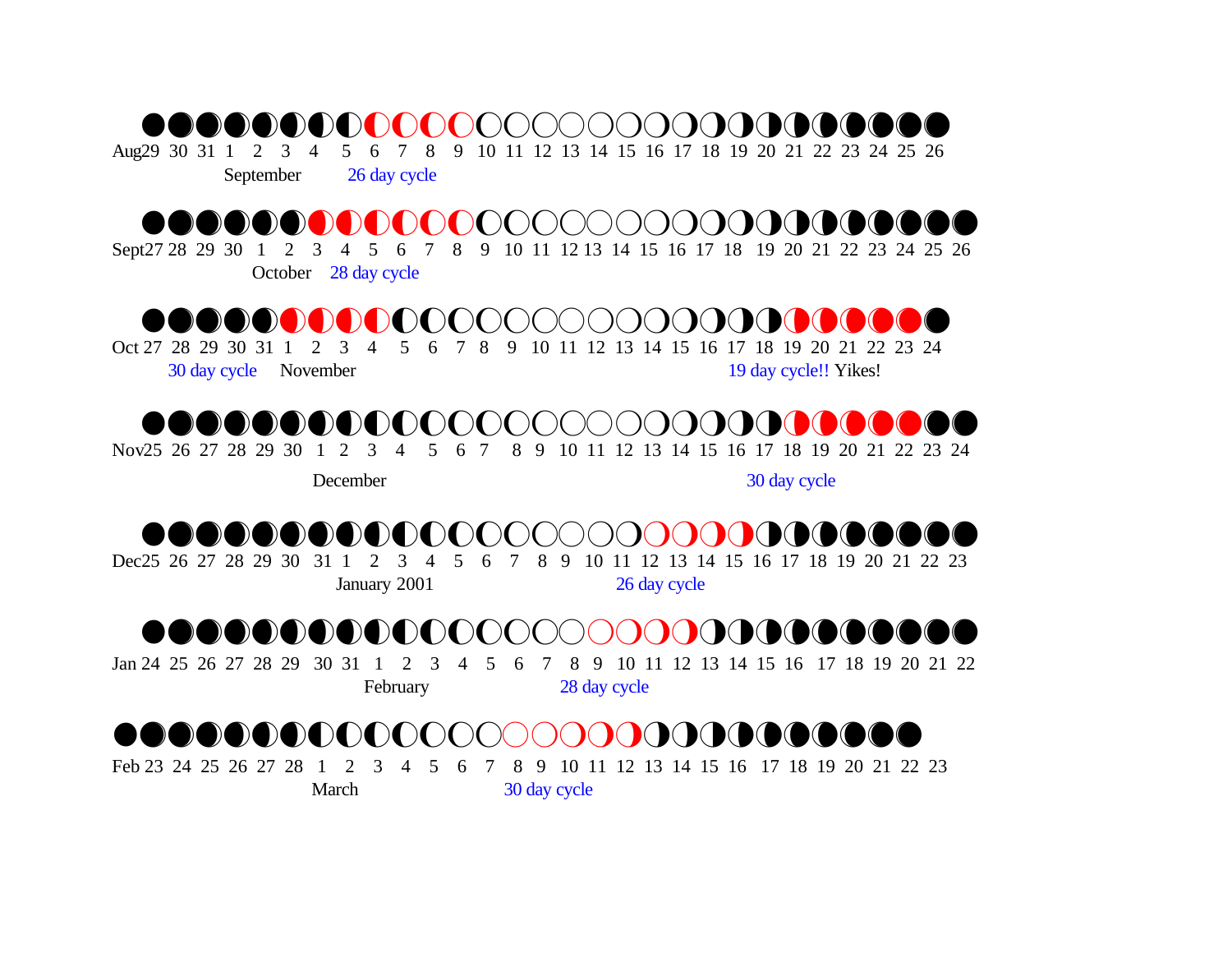Aug29 30 31 1 2 3 4 5 6 7 8 9 10 11 12 13 14 15 16 17 18 19 20 21 22 23 24 25 26

September 26 day cycle

Sept27 28 29 30 1 2 3 4 5 6 7 8 9 10 11 12 13 14 15 16 17 18 19 20 21 22 23 24 25 26

October 28 day cycle

Oct 27 28 29 30 31 1 2 3 4 5 6 7 8 9 10 11 12 13 14 15 16 17 18 19 20 21 22 23 24

30 day cycle November 19 day cycle!! Yikes!

Nov25 26 27 28 29 30 1 2 3 4 5 6 7 8 9 10 11 12 13 14 15 16 17 18 19 20 21 22 23 24

December 30 day cycle

Dec25 26 27 28 29 30 31 1 2 3 4 5 6 7 8 9 10 11 12 13 14 15 16 17 18 19 20 21 22 23

January 2001 26 day cycle

Jan 24 25 26 27 28 29 30 31 1 2 3 4 5 6 7 8 9 10 11 12 13 14 15 16 17 18 19 20 21 22

February 28 day cycle

Feb 23 24 25 26 27 28 1 2 3 4 5 6 7 8 9 10 11 12 13 14 15 16 17 18 19 20 21 22 23

March 30 day cycle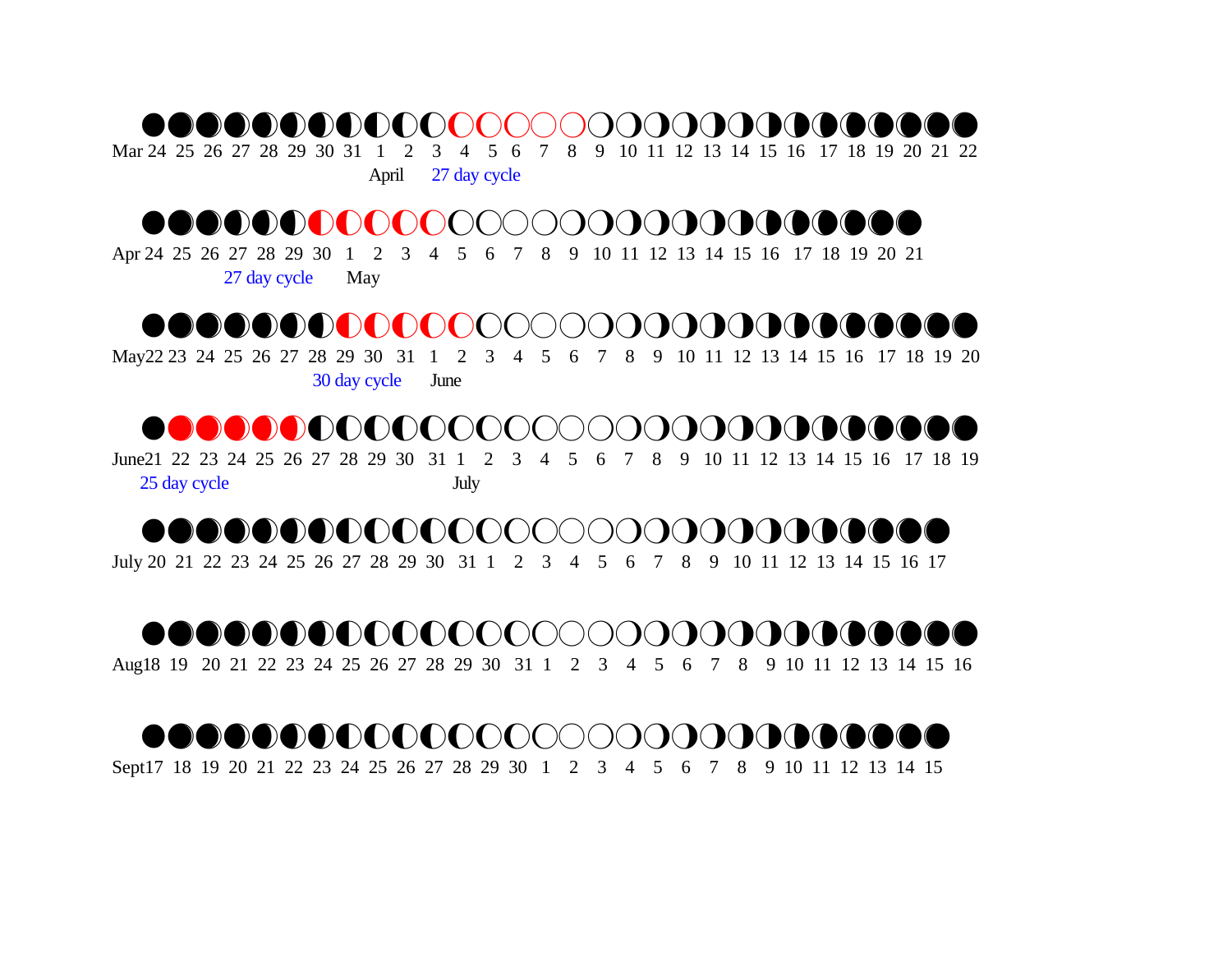Mar 24 25 26 27 28 29 30 31 1 2 3 4 5 6 7 8 9 10 11 12 13 14 15 16 17 18 19 20 21 22

April 27 day cycle

Apr 24 25 26 27 28 29 30 1 2 3 4 5 6 7 8 9 10 11 12 13 14 15 16 17 18 19 20 21

27 day cycle May

May22 23 24 25 26 27 28 29 30 31 1 2 3 4 5 6 7 8 9 10 11 12 13 14 15 16 17 18 19 20

30 day cycle June

June21 22 23 24 25 26 27 28 29 30 31 1 2 3 4 5 6 7 8 9 10 11 12 13 14 15 16 17 18 19

25 day cycle July

July 20 21 22 23 24 25 26 27 28 29 30 31 1 2 3 4 5 6 7 8 9 10 11 12 13 14 15 16 17

Aug18 19 20 21 22 23 24 25 26 27 28 29 30 31 1 2 3 4 5 6 7 8 9 10 11 12 13 14 15 16

Sept17 18 19 20 21 22 23 24 25 26 27 28 29 30 1 2 3 4 5 6 7 8 9 10 11 12 13 14 15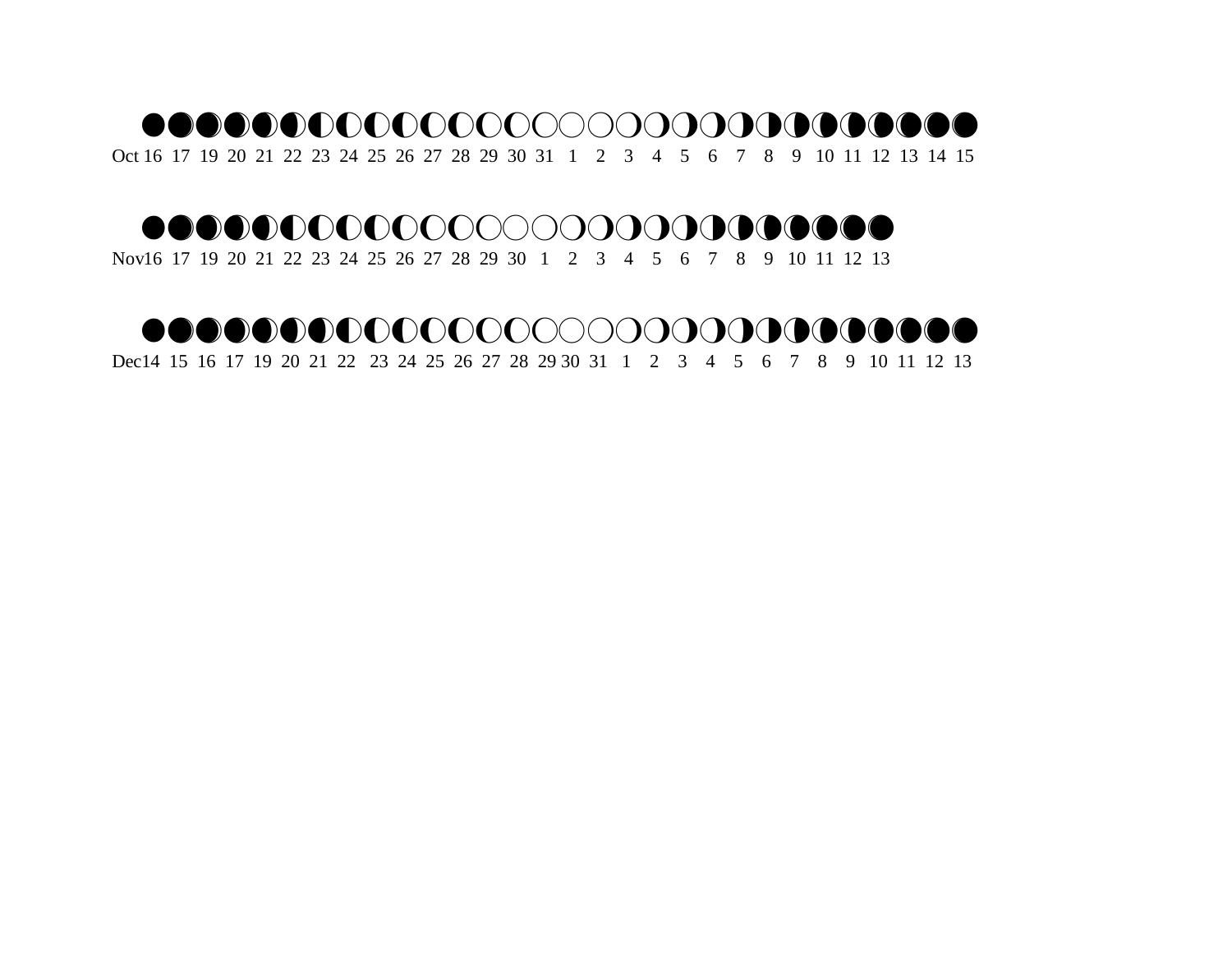Oct 16 17 19 20 21 22 23 24 25 26 27 28 29 30 31 1 2 3 4 5 6 7 8 9 10 11 12 13 14 15

Nov16 17 19 20 21 22 23 24 25 26 27 28 29 30 1 2 3 4 5 6 7 8 9 10 11 12 13

Dec14 15 16 17 19 20 21 22 23 24 25 26 27 28 29 30 31 1 2 3 4 5 6 7 8 9 10 11 12 13